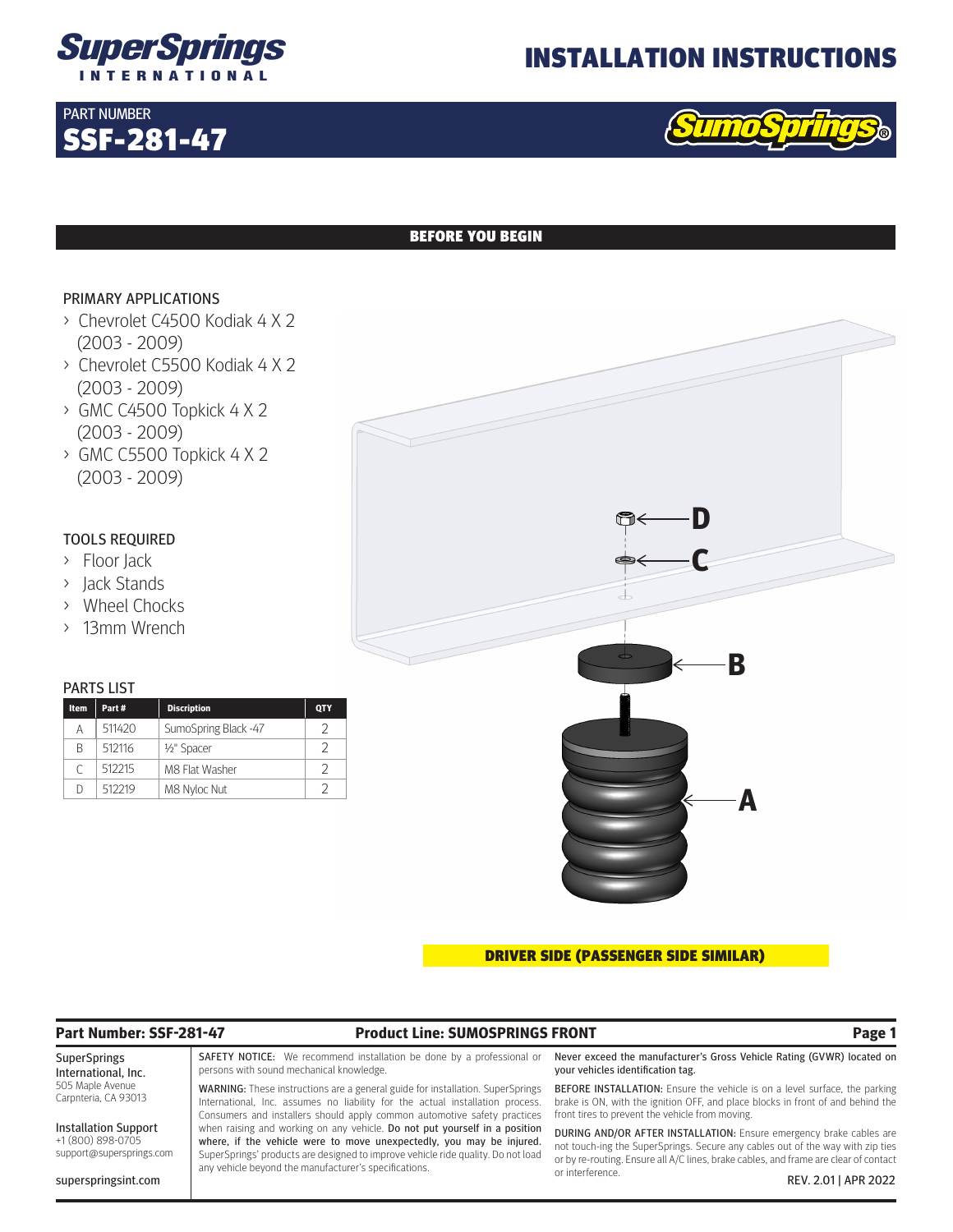# INSTALLATION INSTRUCTIONS

SuperSprings INTERNATIONAL

PART NUMBER
**SSF-281-47**

SumoSprings®

## BEFORE YOU BEGIN

### PRIMARY APPLICATIONS

- Chevrolet C4500 Kodiak 4 X 2 (2003 - 2009)
- Chevrolet C5500 Kodiak 4 X 2 (2003 - 2009)
- GMC C4500 Topkick 4 X 2 (2003 - 2009)
- GMC C5500 Topkick 4 X 2 (2003 - 2009)

### TOOLS REQUIRED

- Floor Jack
- Jack Stands
- Wheel Chocks
- 13mm Wrench

### PARTS LIST

| Item | Part # | Discription | QTY |
|---|---|---|---|
| A | 511420 | SumoSpring Black -47 | 2 |
| B | 512116 | ½" Spacer | 2 |
| C | 512215 | M8 Flat Washer | 2 |
| D | 512219 | M8 Nyloc Nut | 2 |

D
C
B
A

**DRIVER SIDE (PASSENGER SIDE SIMILAR)**

**Part Number: SSF-281-47** **Product Line: SUMOSPRINGS FRONT**

SuperSprings International, Inc.
505 Maple Avenue
Carpnteria, CA 93013

Installation Support
+1 (800) 898-0705
support@supersprings.com

superspringsint.com

SAFETY NOTICE: We recommend installation be done by a professional or persons with sound mechanical knowledge.

WARNING: These instructions are a general guide for installation. SuperSprings International, Inc. assumes no liability for the actual installation process. Consumers and installers should apply common automotive safety practices when raising and working on any vehicle. **Do not put yourself in a position where, if the vehicle were to move unexpectedly, you may be injured.** SuperSprings' products are designed to improve vehicle ride quality. Do not load any vehicle beyond the manufacturer's specifications.

Never exceed the manufacturer's Gross Vehicle Rating (GVWR) located on your vehicles identification tag.

BEFORE INSTALLATION: Ensure the vehicle is on a level surface, the parking brake is ON, with the ignition OFF, and place blocks in front of and behind the front tires to prevent the vehicle from moving.

DURING AND/OR AFTER INSTALLATION: Ensure emergency brake cables are not touch-ing the SuperSprings. Secure any cables out of the way with zip ties or by re-routing. Ensure all A/C lines, brake cables, and frame are clear of contact or interference.

REV. 2.01 | APR 2022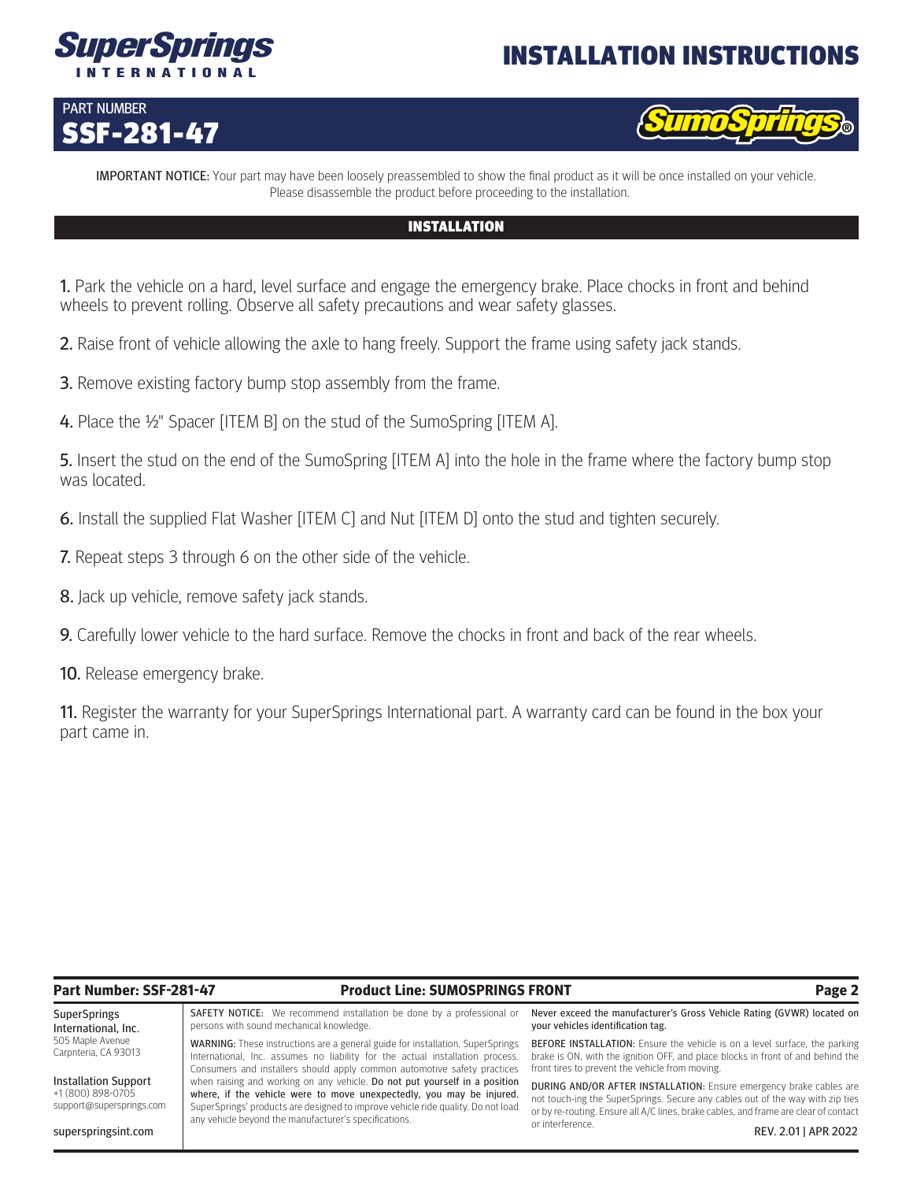# INSTALLATION INSTRUCTIONS

PART NUMBER
**SSF-281-47**

SumoSprings®

IMPORTANT NOTICE: Your part may have been loosely preassembled to show the final product as it will be once installed on your vehicle. Please disassemble the product before proceeding to the installation.

## INSTALLATION

**1.** Park the vehicle on a hard, level surface and engage the emergency brake. Place chocks in front and behind wheels to prevent rolling. Observe all safety precautions and wear safety glasses.

**2.** Raise front of vehicle allowing the axle to hang freely. Support the frame using safety jack stands.

**3.** Remove existing factory bump stop assembly from the frame.

**4.** Place the ½" Spacer [ITEM B] on the stud of the SumoSpring [ITEM A].

**5.** Insert the stud on the end of the SumoSpring [ITEM A] into the hole in the frame where the factory bump stop was located.

**6.** Install the supplied Flat Washer [ITEM C] and Nut [ITEM D] onto the stud and tighten securely.

**7.** Repeat steps 3 through 6 on the other side of the vehicle.

**8.** Jack up vehicle, remove safety jack stands.

**9.** Carefully lower vehicle to the hard surface. Remove the chocks in front and back of the rear wheels.

**10.** Release emergency brake.

**11.** Register the warranty for your SuperSprings International part. A warranty card can be found in the box your part came in.

**Part Number: SSF-281-47** **Product Line: SUMOSPRINGS FRONT**

SuperSprings International, Inc.
505 Maple Avenue
Carpnteria, CA 93013

Installation Support
+1 (800) 898-0705
support@supersprings.com

superspringsint.com

SAFETY NOTICE: We recommend installation be done by a professional or persons with sound mechanical knowledge.

WARNING: These instructions are a general guide for installation. SuperSprings International, Inc. assumes no liability for the actual installation process. Consumers and installers should apply common automotive safety practices when raising and working on any vehicle. **Do not put yourself in a position where, if the vehicle were to move unexpectedly, you may be injured.** SuperSprings' products are designed to improve vehicle ride quality. Do not load any vehicle beyond the manufacturer's specifications.

**Never exceed the manufacturer's Gross Vehicle Rating (GVWR) located on your vehicles identification tag.**

BEFORE INSTALLATION: Ensure the vehicle is on a level surface, the parking brake is ON, with the ignition OFF, and place blocks in front of and behind the front tires to prevent the vehicle from moving.

DURING AND/OR AFTER INSTALLATION: Ensure emergency brake cables are not touch-ing the SuperSprings. Secure any cables out of the way with zip ties or by re-routing. Ensure all A/C lines, brake cables, and frame are clear of contact or interference.

REV. 2.01 | APR 2022